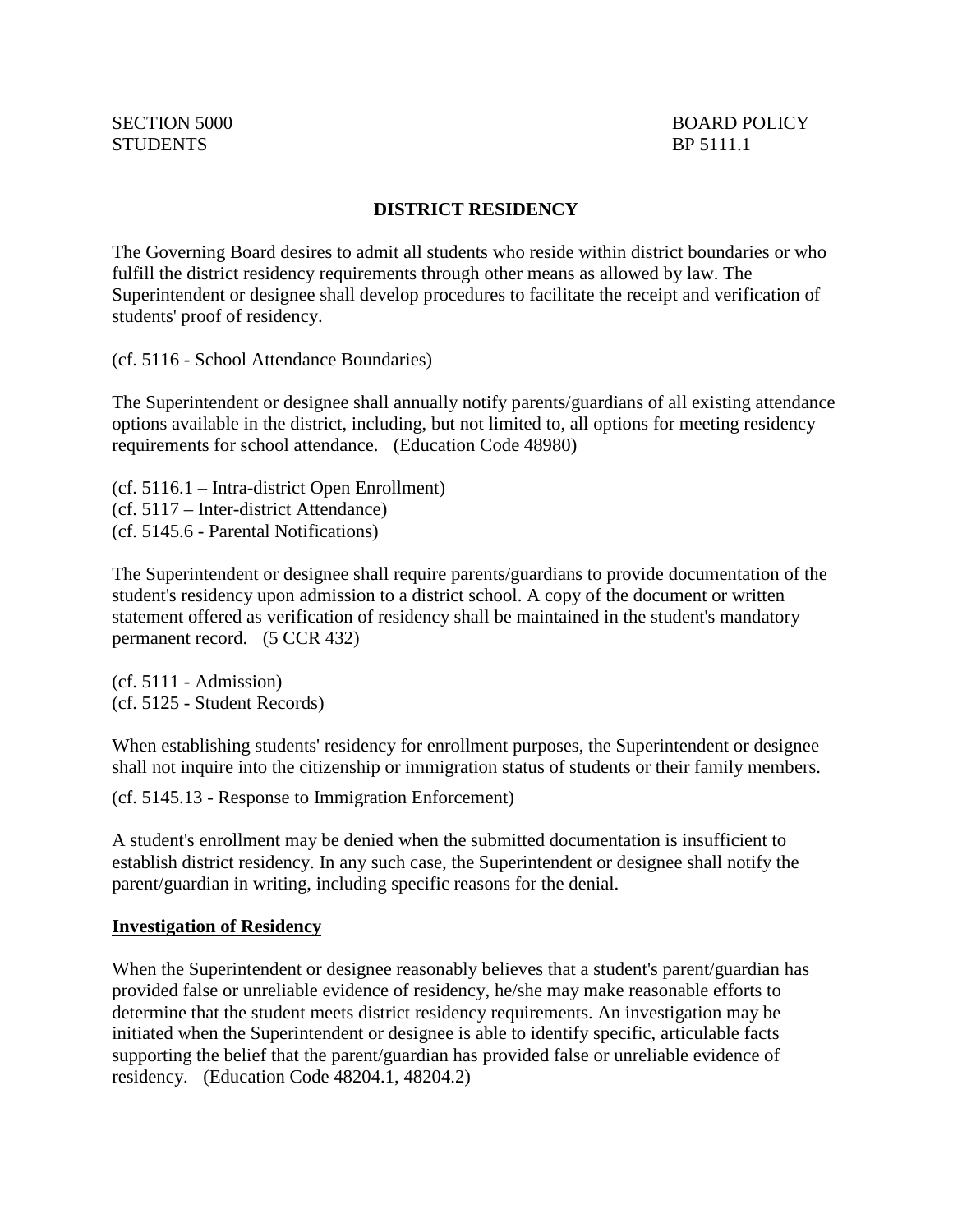SECTION 5000
STUDENTS

BOARD POLICY
BP 5111.1

# DISTRICT RESIDENCY

The Governing Board desires to admit all students who reside within district boundaries or who fulfill the district residency requirements through other means as allowed by law. The Superintendent or designee shall develop procedures to facilitate the receipt and verification of students' proof of residency.

(cf. 5116 - School Attendance Boundaries)

The Superintendent or designee shall annually notify parents/guardians of all existing attendance options available in the district, including, but not limited to, all options for meeting residency requirements for school attendance. (Education Code 48980)

(cf. 5116.1 – Intra-district Open Enrollment)
(cf. 5117 – Inter-district Attendance)
(cf. 5145.6 - Parental Notifications)

The Superintendent or designee shall require parents/guardians to provide documentation of the student's residency upon admission to a district school. A copy of the document or written statement offered as verification of residency shall be maintained in the student's mandatory permanent record. (5 CCR 432)

(cf. 5111 - Admission)
(cf. 5125 - Student Records)

When establishing students' residency for enrollment purposes, the Superintendent or designee shall not inquire into the citizenship or immigration status of students or their family members.

(cf. 5145.13 - Response to Immigration Enforcement)

A student's enrollment may be denied when the submitted documentation is insufficient to establish district residency. In any such case, the Superintendent or designee shall notify the parent/guardian in writing, including specific reasons for the denial.

## Investigation of Residency

When the Superintendent or designee reasonably believes that a student's parent/guardian has provided false or unreliable evidence of residency, he/she may make reasonable efforts to determine that the student meets district residency requirements. An investigation may be initiated when the Superintendent or designee is able to identify specific, articulable facts supporting the belief that the parent/guardian has provided false or unreliable evidence of residency. (Education Code 48204.1, 48204.2)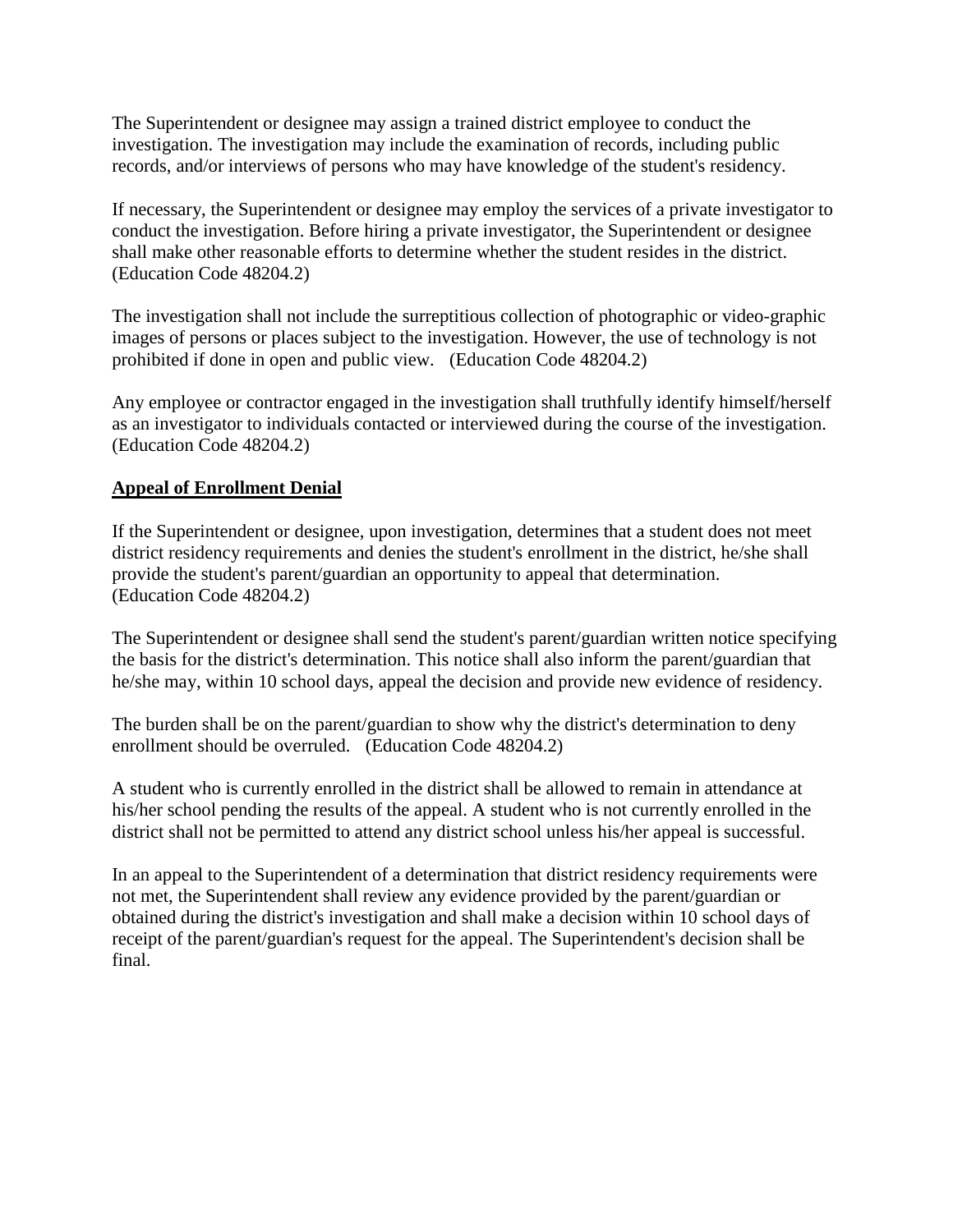The Superintendent or designee may assign a trained district employee to conduct the investigation. The investigation may include the examination of records, including public records, and/or interviews of persons who may have knowledge of the student's residency.

If necessary, the Superintendent or designee may employ the services of a private investigator to conduct the investigation. Before hiring a private investigator, the Superintendent or designee shall make other reasonable efforts to determine whether the student resides in the district. (Education Code 48204.2)

The investigation shall not include the surreptitious collection of photographic or video-graphic images of persons or places subject to the investigation. However, the use of technology is not prohibited if done in open and public view. (Education Code 48204.2)

Any employee or contractor engaged in the investigation shall truthfully identify himself/herself as an investigator to individuals contacted or interviewed during the course of the investigation. (Education Code 48204.2)

**Appeal of Enrollment Denial**

If the Superintendent or designee, upon investigation, determines that a student does not meet district residency requirements and denies the student's enrollment in the district, he/she shall provide the student's parent/guardian an opportunity to appeal that determination. (Education Code 48204.2)

The Superintendent or designee shall send the student's parent/guardian written notice specifying the basis for the district's determination. This notice shall also inform the parent/guardian that he/she may, within 10 school days, appeal the decision and provide new evidence of residency.

The burden shall be on the parent/guardian to show why the district's determination to deny enrollment should be overruled. (Education Code 48204.2)

A student who is currently enrolled in the district shall be allowed to remain in attendance at his/her school pending the results of the appeal. A student who is not currently enrolled in the district shall not be permitted to attend any district school unless his/her appeal is successful.

In an appeal to the Superintendent of a determination that district residency requirements were not met, the Superintendent shall review any evidence provided by the parent/guardian or obtained during the district's investigation and shall make a decision within 10 school days of receipt of the parent/guardian's request for the appeal. The Superintendent's decision shall be final.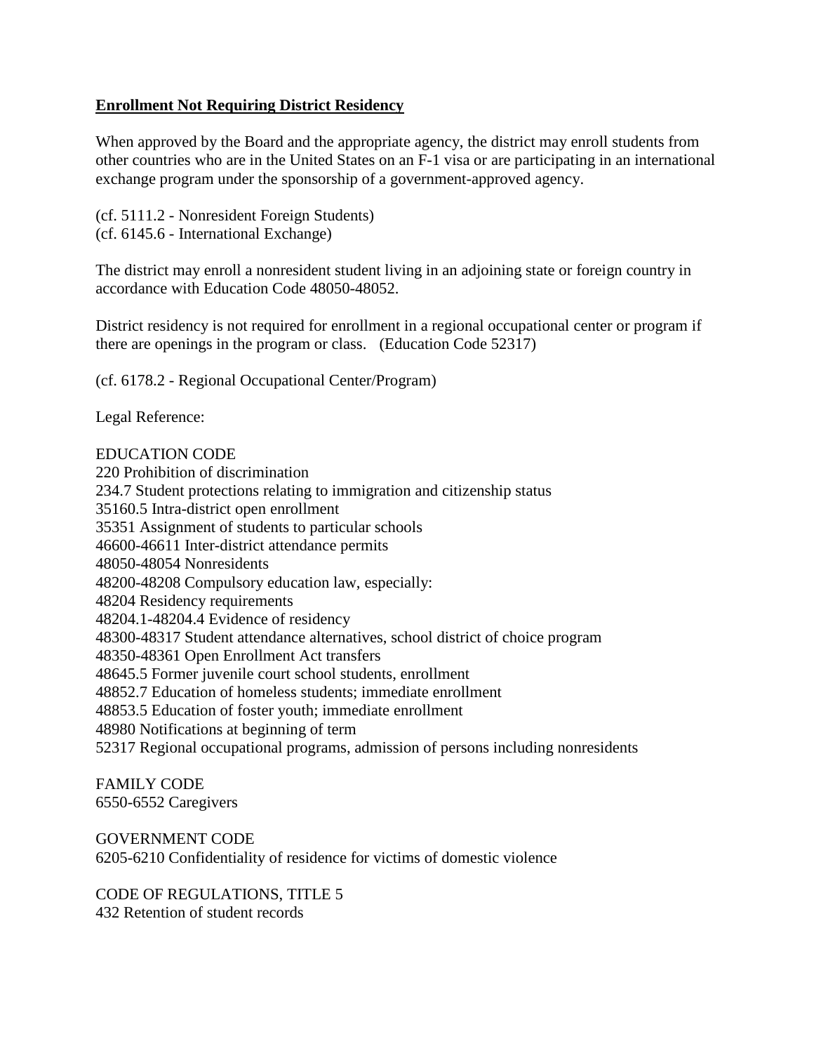**Enrollment Not Requiring District Residency**

When approved by the Board and the appropriate agency, the district may enroll students from other countries who are in the United States on an F-1 visa or are participating in an international exchange program under the sponsorship of a government-approved agency.

(cf. 5111.2 - Nonresident Foreign Students)
(cf. 6145.6 - International Exchange)

The district may enroll a nonresident student living in an adjoining state or foreign country in accordance with Education Code 48050-48052.

District residency is not required for enrollment in a regional occupational center or program if there are openings in the program or class. (Education Code 52317)

(cf. 6178.2 - Regional Occupational Center/Program)

Legal Reference:

EDUCATION CODE
220 Prohibition of discrimination
234.7 Student protections relating to immigration and citizenship status
35160.5 Intra-district open enrollment
35351 Assignment of students to particular schools
46600-46611 Inter-district attendance permits
48050-48054 Nonresidents
48200-48208 Compulsory education law, especially:
48204 Residency requirements
48204.1-48204.4 Evidence of residency
48300-48317 Student attendance alternatives, school district of choice program
48350-48361 Open Enrollment Act transfers
48645.5 Former juvenile court school students, enrollment
48852.7 Education of homeless students; immediate enrollment
48853.5 Education of foster youth; immediate enrollment
48980 Notifications at beginning of term
52317 Regional occupational programs, admission of persons including nonresidents

FAMILY CODE
6550-6552 Caregivers

GOVERNMENT CODE
6205-6210 Confidentiality of residence for victims of domestic violence

CODE OF REGULATIONS, TITLE 5
432 Retention of student records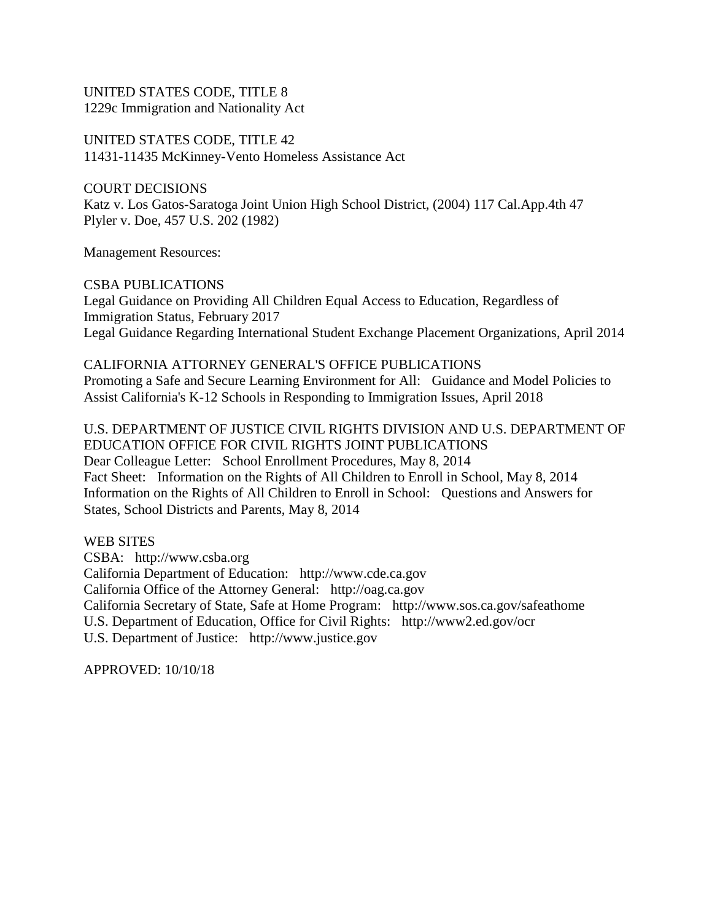UNITED STATES CODE, TITLE 8
1229c Immigration and Nationality Act

UNITED STATES CODE, TITLE 42
11431-11435 McKinney-Vento Homeless Assistance Act

COURT DECISIONS
Katz v. Los Gatos-Saratoga Joint Union High School District, (2004) 117 Cal.App.4th 47
Plyler v. Doe, 457 U.S. 202 (1982)

Management Resources:

CSBA PUBLICATIONS
Legal Guidance on Providing All Children Equal Access to Education, Regardless of Immigration Status, February 2017
Legal Guidance Regarding International Student Exchange Placement Organizations, April 2014

CALIFORNIA ATTORNEY GENERAL'S OFFICE PUBLICATIONS
Promoting a Safe and Secure Learning Environment for All: Guidance and Model Policies to Assist California's K-12 Schools in Responding to Immigration Issues, April 2018

U.S. DEPARTMENT OF JUSTICE CIVIL RIGHTS DIVISION AND U.S. DEPARTMENT OF EDUCATION OFFICE FOR CIVIL RIGHTS JOINT PUBLICATIONS
Dear Colleague Letter: School Enrollment Procedures, May 8, 2014
Fact Sheet: Information on the Rights of All Children to Enroll in School, May 8, 2014
Information on the Rights of All Children to Enroll in School: Questions and Answers for States, School Districts and Parents, May 8, 2014

WEB SITES
CSBA: http://www.csba.org
California Department of Education: http://www.cde.ca.gov
California Office of the Attorney General: http://oag.ca.gov
California Secretary of State, Safe at Home Program: http://www.sos.ca.gov/safeathome
U.S. Department of Education, Office for Civil Rights: http://www2.ed.gov/ocr
U.S. Department of Justice: http://www.justice.gov

APPROVED: 10/10/18